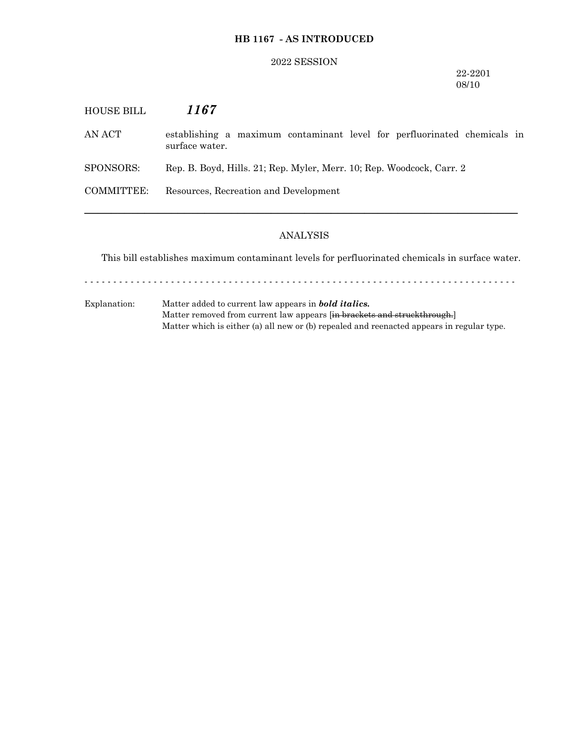**HB 1167 - AS INTRODUCED**

2022 SESSION

22-2201
08/10

HOUSE BILL ***1167***

AN ACT establishing a maximum contaminant level for perfluorinated chemicals in surface water.

SPONSORS: Rep. B. Boyd, Hills. 21; Rep. Myler, Merr. 10; Rep. Woodcock, Carr. 2

COMMITTEE: Resources, Recreation and Development

---

## ANALYSIS

This bill establishes maximum contaminant levels for perfluorinated chemicals in surface water.

- - - - - - - - - - - - - - - - - - - - - - - - - - - - - - - - - - - - - - - - - - - - - - - - - - - - - - - - - - - - - - - - - - - - - - - - - -

Explanation: Matter added to current law appears in ***bold italics.***
Matter removed from current law appears [~~in brackets and struckthrough.~~]
Matter which is either (a) all new or (b) repealed and reenacted appears in regular type.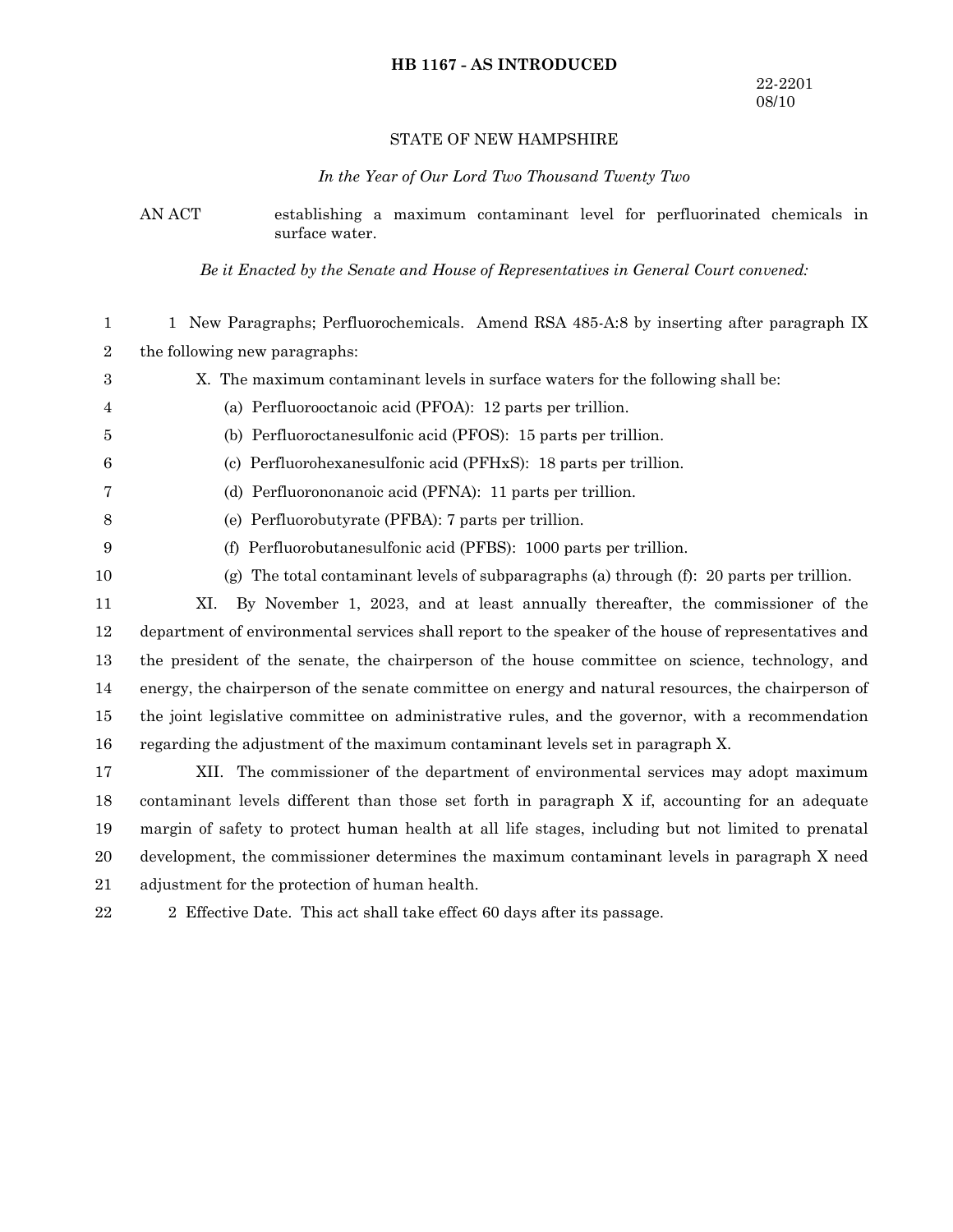**HB 1167 - AS INTRODUCED**

22-2201
08/10

STATE OF NEW HAMPSHIRE

*In the Year of Our Lord Two Thousand Twenty Two*

AN ACT establishing a maximum contaminant level for perfluorinated chemicals in surface water.

*Be it Enacted by the Senate and House of Representatives in General Court convened:*

1 New Paragraphs; Perfluorochemicals. Amend RSA 485-A:8 by inserting after paragraph IX the following new paragraphs:

X. The maximum contaminant levels in surface waters for the following shall be:

(a) Perfluorooctanoic acid (PFOA): 12 parts per trillion.

(b) Perfluoroctanesulfonic acid (PFOS): 15 parts per trillion.

(c) Perfluorohexanesulfonic acid (PFHxS): 18 parts per trillion.

(d) Perfluorononanoic acid (PFNA): 11 parts per trillion.

(e) Perfluorobutyrate (PFBA): 7 parts per trillion.

(f) Perfluorobutanesulfonic acid (PFBS): 1000 parts per trillion.

(g) The total contaminant levels of subparagraphs (a) through (f): 20 parts per trillion.

XI. By November 1, 2023, and at least annually thereafter, the commissioner of the department of environmental services shall report to the speaker of the house of representatives and the president of the senate, the chairperson of the house committee on science, technology, and energy, the chairperson of the senate committee on energy and natural resources, the chairperson of the joint legislative committee on administrative rules, and the governor, with a recommendation regarding the adjustment of the maximum contaminant levels set in paragraph X.

XII. The commissioner of the department of environmental services may adopt maximum contaminant levels different than those set forth in paragraph X if, accounting for an adequate margin of safety to protect human health at all life stages, including but not limited to prenatal development, the commissioner determines the maximum contaminant levels in paragraph X need adjustment for the protection of human health.

2 Effective Date. This act shall take effect 60 days after its passage.